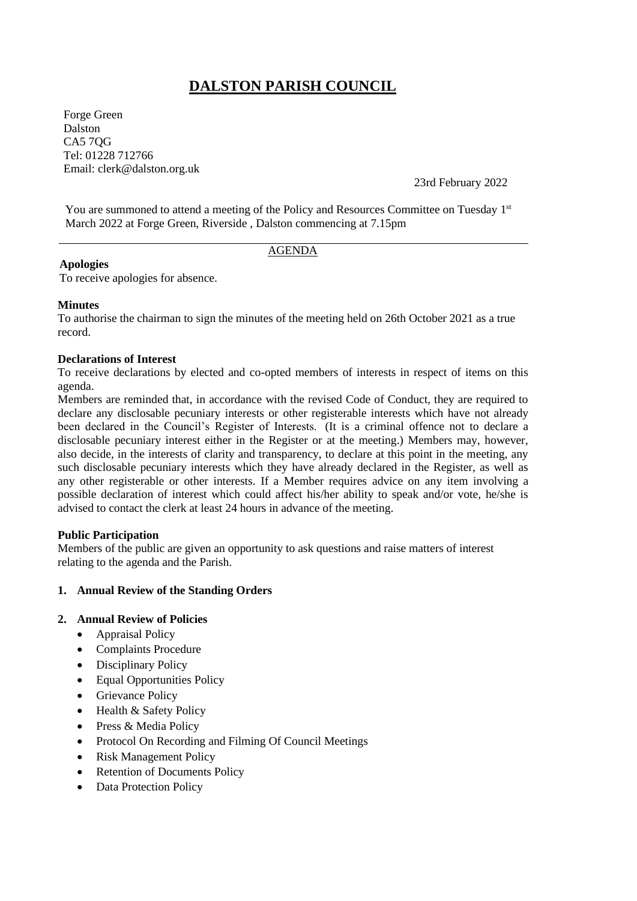# DALSTON PARISH COUNCIL

Forge Green
Dalston
CA5 7QG
Tel: 01228 712766
Email: clerk@dalston.org.uk

23rd February 2022

You are summoned to attend a meeting of the Policy and Resources Committee on Tuesday 1st March 2022 at Forge Green, Riverside , Dalston commencing at 7.15pm

---

AGENDA

**Apologies**

To receive apologies for absence.

**Minutes**

To authorise the chairman to sign the minutes of the meeting held on 26th October 2021 as a true record.

**Declarations of Interest**

To receive declarations by elected and co-opted members of interests in respect of items on this agenda.

Members are reminded that, in accordance with the revised Code of Conduct, they are required to declare any disclosable pecuniary interests or other registerable interests which have not already been declared in the Council's Register of Interests. (It is a criminal offence not to declare a disclosable pecuniary interest either in the Register or at the meeting.) Members may, however, also decide, in the interests of clarity and transparency, to declare at this point in the meeting, any such disclosable pecuniary interests which they have already declared in the Register, as well as any other registerable or other interests. If a Member requires advice on any item involving a possible declaration of interest which could affect his/her ability to speak and/or vote, he/she is advised to contact the clerk at least 24 hours in advance of the meeting.

**Public Participation**

Members of the public are given an opportunity to ask questions and raise matters of interest relating to the agenda and the Parish.

1. **Annual Review of the Standing Orders**

2. **Annual Review of Policies**
   - Appraisal Policy
   - Complaints Procedure
   - Disciplinary Policy
   - Equal Opportunities Policy
   - Grievance Policy
   - Health & Safety Policy
   - Press & Media Policy
   - Protocol On Recording and Filming Of Council Meetings
   - Risk Management Policy
   - Retention of Documents Policy
   - Data Protection Policy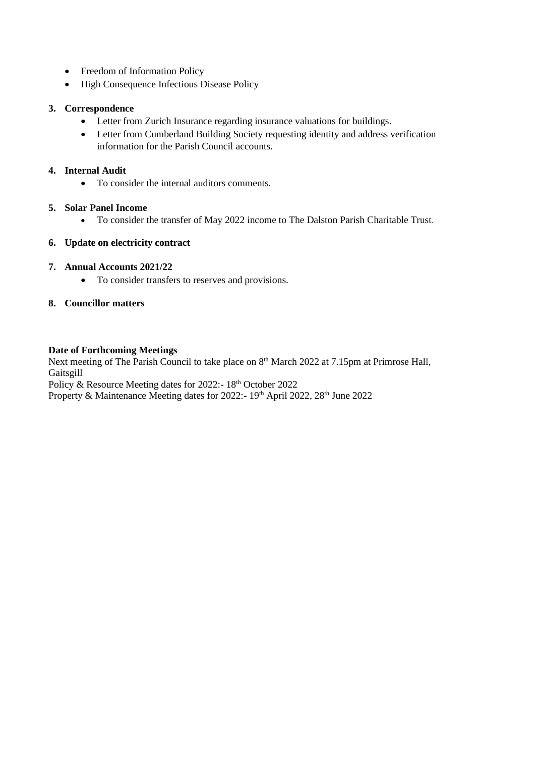- Freedom of Information Policy
- High Consequence Infectious Disease Policy

**3. Correspondence**

- Letter from Zurich Insurance regarding insurance valuations for buildings.
- Letter from Cumberland Building Society requesting identity and address verification information for the Parish Council accounts.

**4. Internal Audit**

- To consider the internal auditors comments.

**5. Solar Panel Income**

- To consider the transfer of May 2022 income to The Dalston Parish Charitable Trust.

**6. Update on electricity contract**

**7. Annual Accounts 2021/22**

- To consider transfers to reserves and provisions.

**8. Councillor matters**

**Date of Forthcoming Meetings**

Next meeting of The Parish Council to take place on 8th March 2022 at 7.15pm at Primrose Hall, Gaitsgill

Policy & Resource Meeting dates for 2022:- 18th October 2022

Property & Maintenance Meeting dates for 2022:- 19th April 2022, 28th June 2022